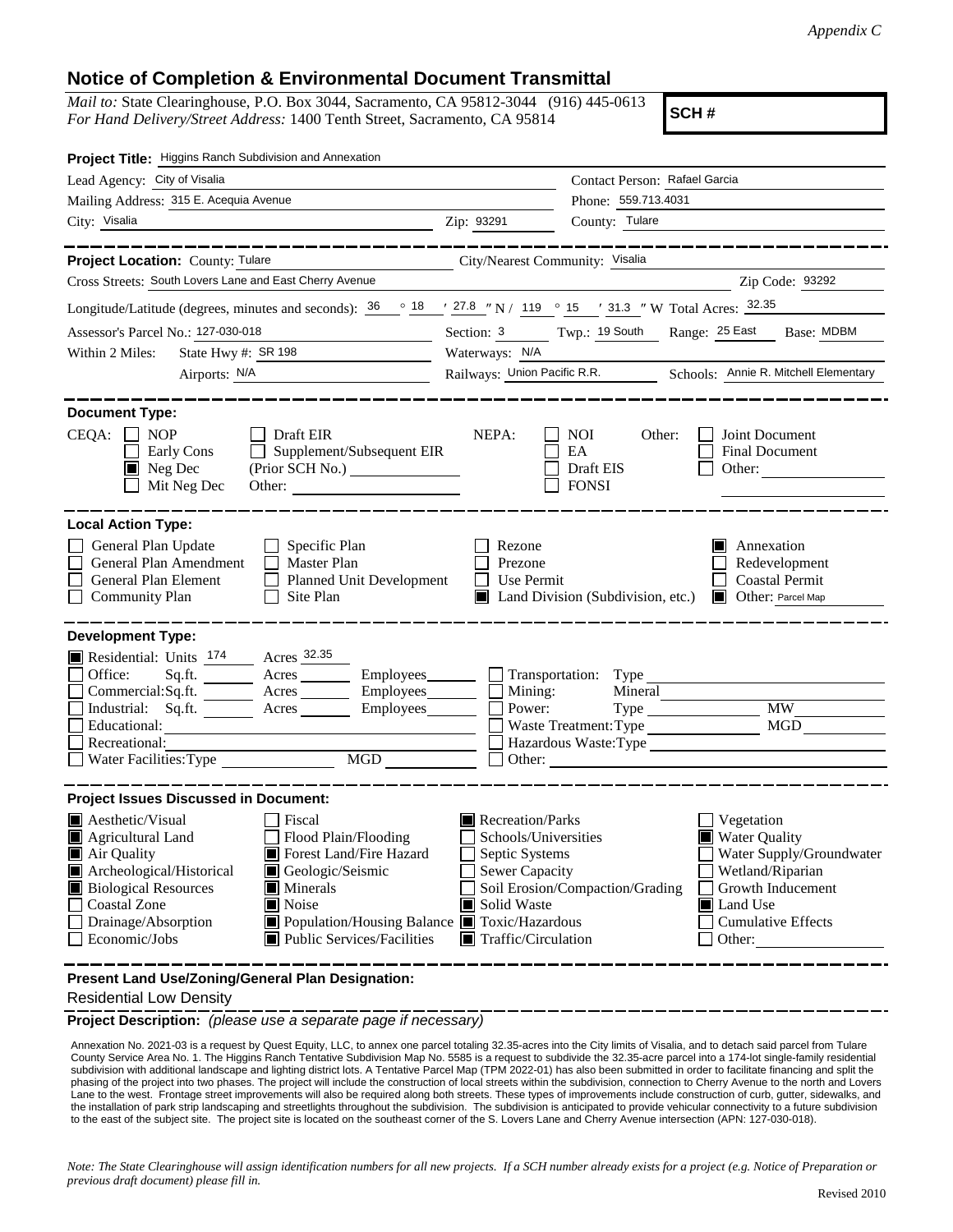*Appendix C*

# Notice of Completion & Environmental Document Transmittal

*Mail to:* State Clearinghouse, P.O. Box 3044, Sacramento, CA 95812-3044 (916) 445-0613
*For Hand Delivery/Street Address:* 1400 Tenth Street, Sacramento, CA 95814

**SCH #**

**Project Title:** Higgins Ranch Subdivision and Annexation

Lead Agency: City of Visalia
Contact Person: Rafael Garcia
Mailing Address: 315 E. Acequia Avenue
Phone: 559.713.4031
City: Visalia
Zip: 93291
County: Tulare

---

**Project Location:** County: Tulare
City/Nearest Community: Visalia
Cross Streets: South Lovers Lane and East Cherry Avenue
Zip Code: 93292

Longitude/Latitude (degrees, minutes and seconds): 36 ° 18 ′ 27.8 ″ N / 119 ° 15 ′ 31.3 ″ W Total Acres: 32.35

Assessor's Parcel No.: 127-030-018
Section: 3 Twp.: 19 South Range: 25 East Base: MDBM

Within 2 Miles: State Hwy #: SR 198
Waterways: N/A
Airports: N/A
Railways: Union Pacific R.R.
Schools: Annie R. Mitchell Elementary

---

**Document Type:**

CEQA:
- [ ] NOP
- [ ] Early Cons
- [x] Neg Dec
- [ ] Mit Neg Dec
- [ ] Draft EIR
- [ ] Supplement/Subsequent EIR (Prior SCH No.) ______
- Other: ______

NEPA:
- [ ] NOI
- [ ] EA
- [ ] Draft EIS
- [ ] FONSI

Other:
- [ ] Joint Document
- [ ] Final Document
- [ ] Other: ______

---

**Local Action Type:**

- [ ] General Plan Update
- [ ] General Plan Amendment
- [ ] General Plan Element
- [ ] Community Plan
- [ ] Specific Plan
- [ ] Master Plan
- [ ] Planned Unit Development
- [ ] Site Plan
- [ ] Rezone
- [ ] Prezone
- [ ] Use Permit
- [x] Land Division (Subdivision, etc.)
- [x] Annexation
- [ ] Redevelopment
- [ ] Coastal Permit
- [x] Other: Parcel Map

---

**Development Type:**

- [x] Residential: Units 174 Acres 32.35
- [ ] Office: Sq.ft. ___ Acres ___ Employees ___
- [ ] Commercial: Sq.ft. ___ Acres ___ Employees ___
- [ ] Industrial: Sq.ft. ___ Acres ___ Employees ___
- [ ] Educational: ___
- [ ] Recreational: ___
- [ ] Water Facilities: Type ___ MGD ___
- [ ] Transportation: Type ___
- [ ] Mining: Mineral ___
- [ ] Power: Type ___ MW ___
- [ ] Waste Treatment: Type ___ MGD ___
- [ ] Hazardous Waste: Type ___
- [ ] Other: ___

---

**Project Issues Discussed in Document:**

- [x] Aesthetic/Visual
- [x] Agricultural Land
- [x] Air Quality
- [x] Archeological/Historical
- [x] Biological Resources
- [ ] Coastal Zone
- [ ] Drainage/Absorption
- [ ] Economic/Jobs
- [ ] Fiscal
- [ ] Flood Plain/Flooding
- [x] Forest Land/Fire Hazard
- [x] Geologic/Seismic
- [x] Minerals
- [x] Noise
- [x] Population/Housing Balance
- [x] Public Services/Facilities
- [x] Recreation/Parks
- [ ] Schools/Universities
- [ ] Septic Systems
- [ ] Sewer Capacity
- [ ] Soil Erosion/Compaction/Grading
- [x] Solid Waste
- [x] Toxic/Hazardous
- [x] Traffic/Circulation
- [ ] Vegetation
- [x] Water Quality
- [ ] Water Supply/Groundwater
- [ ] Wetland/Riparian
- [ ] Growth Inducement
- [x] Land Use
- [ ] Cumulative Effects
- [ ] Other: ______

---

**Present Land Use/Zoning/General Plan Designation:**

Residential Low Density

---

**Project Description:** *(please use a separate page if necessary)*

Annexation No. 2021-03 is a request by Quest Equity, LLC, to annex one parcel totaling 32.35-acres into the City limits of Visalia, and to detach said parcel from Tulare County Service Area No. 1. The Higgins Ranch Tentative Subdivision Map No. 5585 is a request to subdivide the 32.35-acre parcel into a 174-lot single-family residential subdivision with additional landscape and lighting district lots. A Tentative Parcel Map (TPM 2022-01) has also been submitted in order to facilitate financing and split the phasing of the project into two phases. The project will include the construction of local streets within the subdivision, connection to Cherry Avenue to the north and Lovers Lane to the west. Frontage street improvements will also be required along both streets. These types of improvements include construction of curb, gutter, sidewalks, and the installation of park strip landscaping and streetlights throughout the subdivision. The subdivision is anticipated to provide vehicular connectivity to a future subdivision to the east of the subject site. The project site is located on the southeast corner of the S. Lovers Lane and Cherry Avenue intersection (APN: 127-030-018).

*Note: The State Clearinghouse will assign identification numbers for all new projects. If a SCH number already exists for a project (e.g. Notice of Preparation or previous draft document) please fill in.*

Revised 2010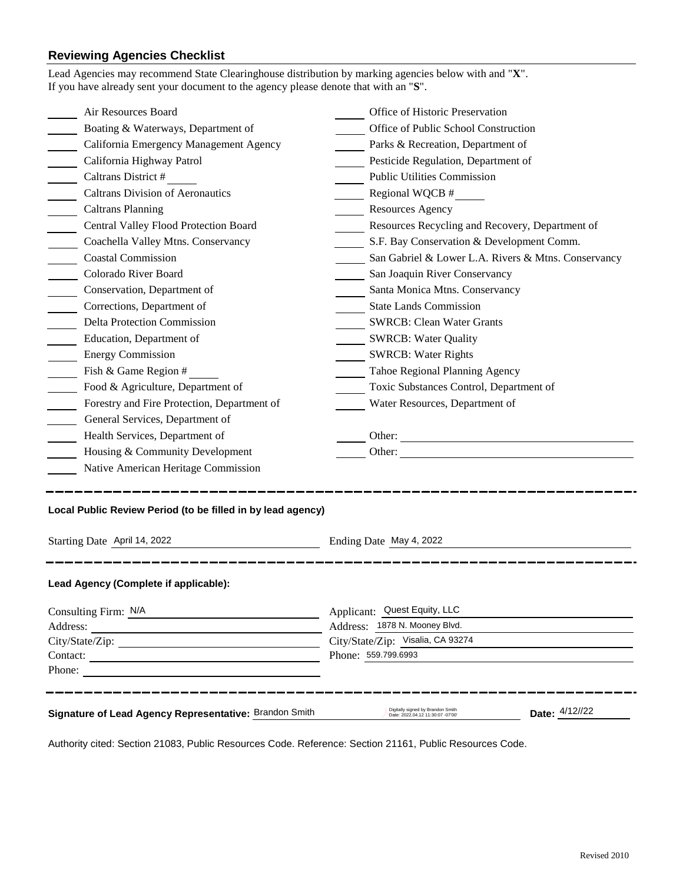## Reviewing Agencies Checklist

Lead Agencies may recommend State Clearinghouse distribution by marking agencies below with and "**X**".
If you have already sent your document to the agency please denote that with an "**S**".

| | |
|---|---|
| _____ Air Resources Board | _____ Office of Historic Preservation |
| _____ Boating & Waterways, Department of | _____ Office of Public School Construction |
| _____ California Emergency Management Agency | _____ Parks & Recreation, Department of |
| _____ California Highway Patrol | _____ Pesticide Regulation, Department of |
| _____ Caltrans District # _____ | _____ Public Utilities Commission |
| _____ Caltrans Division of Aeronautics | _____ Regional WQCB # _____ |
| _____ Caltrans Planning | _____ Resources Agency |
| _____ Central Valley Flood Protection Board | _____ Resources Recycling and Recovery, Department of |
| _____ Coachella Valley Mtns. Conservancy | _____ S.F. Bay Conservation & Development Comm. |
| _____ Coastal Commission | _____ San Gabriel & Lower L.A. Rivers & Mtns. Conservancy |
| _____ Colorado River Board | _____ San Joaquin River Conservancy |
| _____ Conservation, Department of | _____ Santa Monica Mtns. Conservancy |
| _____ Corrections, Department of | _____ State Lands Commission |
| _____ Delta Protection Commission | _____ SWRCB: Clean Water Grants |
| _____ Education, Department of | _____ SWRCB: Water Quality |
| _____ Energy Commission | _____ SWRCB: Water Rights |
| _____ Fish & Game Region # _____ | _____ Tahoe Regional Planning Agency |
| _____ Food & Agriculture, Department of | _____ Toxic Substances Control, Department of |
| _____ Forestry and Fire Protection, Department of | _____ Water Resources, Department of |
| _____ General Services, Department of | |
| _____ Health Services, Department of | _____ Other: _____ |
| _____ Housing & Community Development | _____ Other: _____ |
| _____ Native American Heritage Commission | |

---

**Local Public Review Period (to be filled in by lead agency)**

Starting Date April 14, 2022 Ending Date May 4, 2022

---

**Lead Agency (Complete if applicable):**

| | |
|---|---|
| Consulting Firm: N/A | Applicant: Quest Equity, LLC |
| Address: | Address: 1878 N. Mooney Blvd. |
| City/State/Zip: | City/State/Zip: Visalia, CA 93274 |
| Contact: | Phone: 559.799.6993 |
| Phone: | |

---

**Signature of Lead Agency Representative:** Brandon Smith Digitally signed by Brandon Smith Date: 2022.04.12 11:30:07 -07'00' **Date:** 4/12//22

Authority cited: Section 21083, Public Resources Code. Reference: Section 21161, Public Resources Code.

Revised 2010